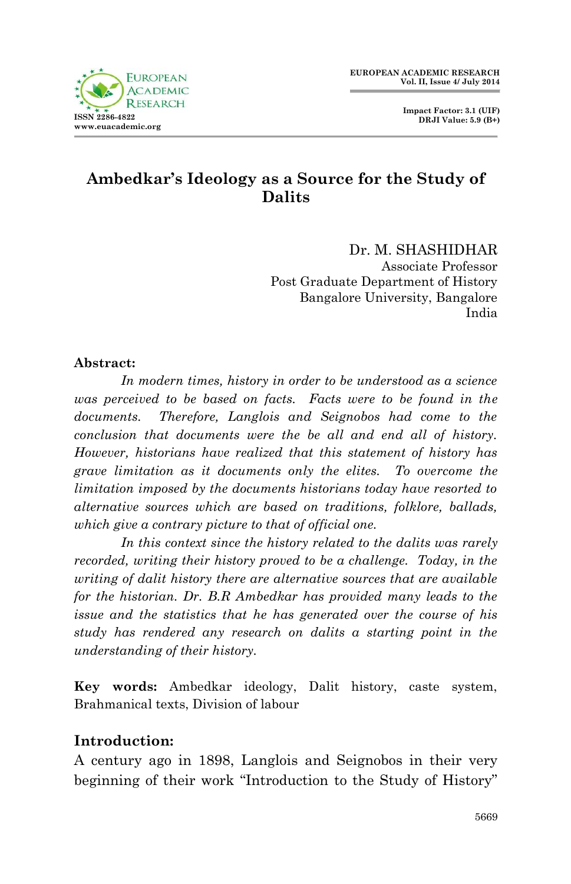# Ambedkar's Ideology as a Source for the Study of Dalits

Dr. M. SHASHIDHAR
Associate Professor
Post Graduate Department of History
Bangalore University, Bangalore
India

**Abstract:**

*In modern times, history in order to be understood as a science was perceived to be based on facts. Facts were to be found in the documents. Therefore, Langlois and Seignobos had come to the conclusion that documents were the be all and end all of history. However, historians have realized that this statement of history has grave limitation as it documents only the elites. To overcome the limitation imposed by the documents historians today have resorted to alternative sources which are based on traditions, folklore, ballads, which give a contrary picture to that of official one.*

*In this context since the history related to the dalits was rarely recorded, writing their history proved to be a challenge. Today, in the writing of dalit history there are alternative sources that are available for the historian. Dr. B.R Ambedkar has provided many leads to the issue and the statistics that he has generated over the course of his study has rendered any research on dalits a starting point in the understanding of their history.*

**Key words:** Ambedkar ideology, Dalit history, caste system, Brahmanical texts, Division of labour

## Introduction:

A century ago in 1898, Langlois and Seignobos in their very beginning of their work "Introduction to the Study of History"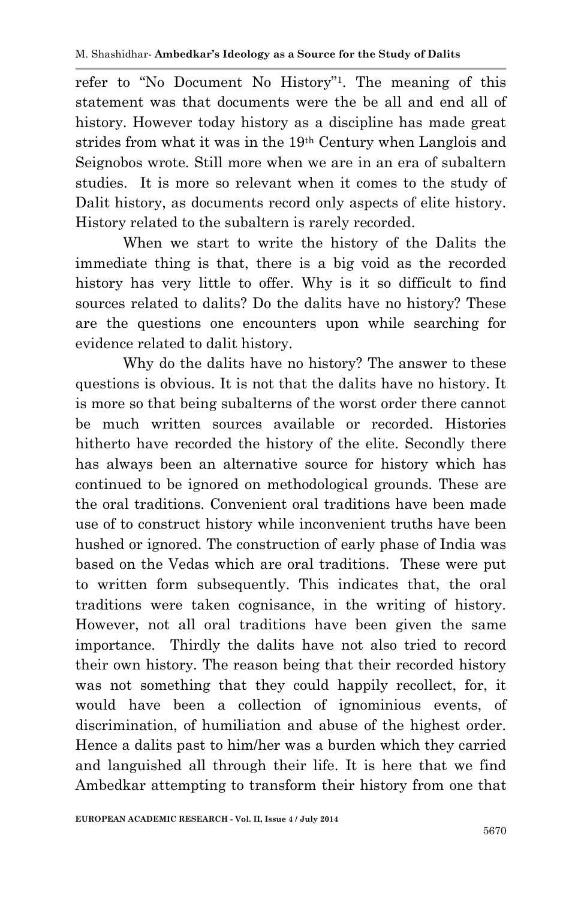refer to "No Document No History"[1]. The meaning of this statement was that documents were the be all and end all of history. However today history as a discipline has made great strides from what it was in the 19th Century when Langlois and Seignobos wrote. Still more when we are in an era of subaltern studies. It is more so relevant when it comes to the study of Dalit history, as documents record only aspects of elite history. History related to the subaltern is rarely recorded.

When we start to write the history of the Dalits the immediate thing is that, there is a big void as the recorded history has very little to offer. Why is it so difficult to find sources related to dalits? Do the dalits have no history? These are the questions one encounters upon while searching for evidence related to dalit history.

Why do the dalits have no history? The answer to these questions is obvious. It is not that the dalits have no history. It is more so that being subalterns of the worst order there cannot be much written sources available or recorded. Histories hitherto have recorded the history of the elite. Secondly there has always been an alternative source for history which has continued to be ignored on methodological grounds. These are the oral traditions. Convenient oral traditions have been made use of to construct history while inconvenient truths have been hushed or ignored. The construction of early phase of India was based on the Vedas which are oral traditions. These were put to written form subsequently. This indicates that, the oral traditions were taken cognisance, in the writing of history. However, not all oral traditions have been given the same importance. Thirdly the dalits have not also tried to record their own history. The reason being that their recorded history was not something that they could happily recollect, for, it would have been a collection of ignominious events, of discrimination, of humiliation and abuse of the highest order. Hence a dalits past to him/her was a burden which they carried and languished all through their life. It is here that we find Ambedkar attempting to transform their history from one that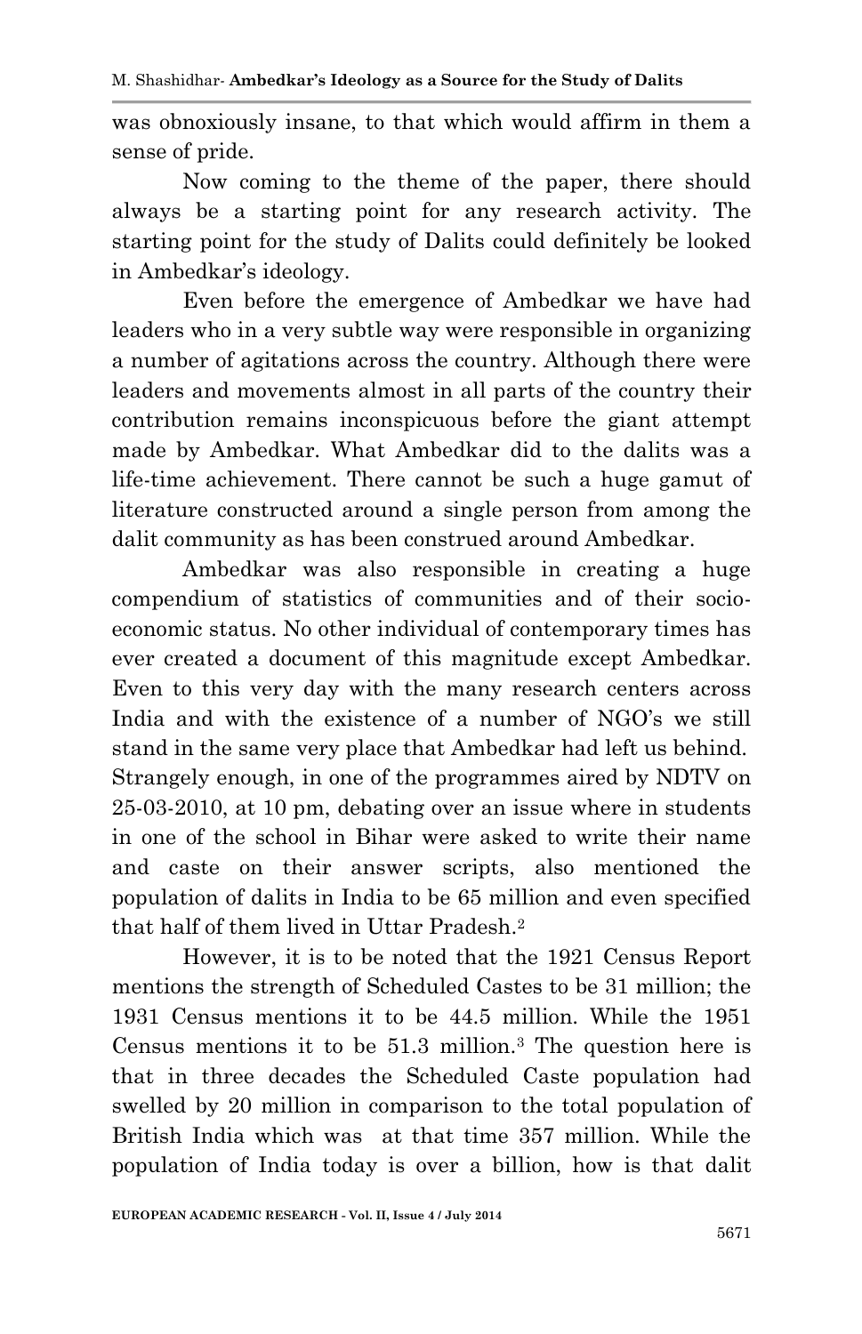was obnoxiously insane, to that which would affirm in them a sense of pride.

Now coming to the theme of the paper, there should always be a starting point for any research activity. The starting point for the study of Dalits could definitely be looked in Ambedkar's ideology.

Even before the emergence of Ambedkar we have had leaders who in a very subtle way were responsible in organizing a number of agitations across the country. Although there were leaders and movements almost in all parts of the country their contribution remains inconspicuous before the giant attempt made by Ambedkar. What Ambedkar did to the dalits was a life-time achievement. There cannot be such a huge gamut of literature constructed around a single person from among the dalit community as has been construed around Ambedkar.

Ambedkar was also responsible in creating a huge compendium of statistics of communities and of their socio-economic status. No other individual of contemporary times has ever created a document of this magnitude except Ambedkar. Even to this very day with the many research centers across India and with the existence of a number of NGO's we still stand in the same very place that Ambedkar had left us behind. Strangely enough, in one of the programmes aired by NDTV on 25-03-2010, at 10 pm, debating over an issue where in students in one of the school in Bihar were asked to write their name and caste on their answer scripts, also mentioned the population of dalits in India to be 65 million and even specified that half of them lived in Uttar Pradesh.[2]

However, it is to be noted that the 1921 Census Report mentions the strength of Scheduled Castes to be 31 million; the 1931 Census mentions it to be 44.5 million. While the 1951 Census mentions it to be 51.3 million.[3] The question here is that in three decades the Scheduled Caste population had swelled by 20 million in comparison to the total population of British India which was at that time 357 million. While the population of India today is over a billion, how is that dalit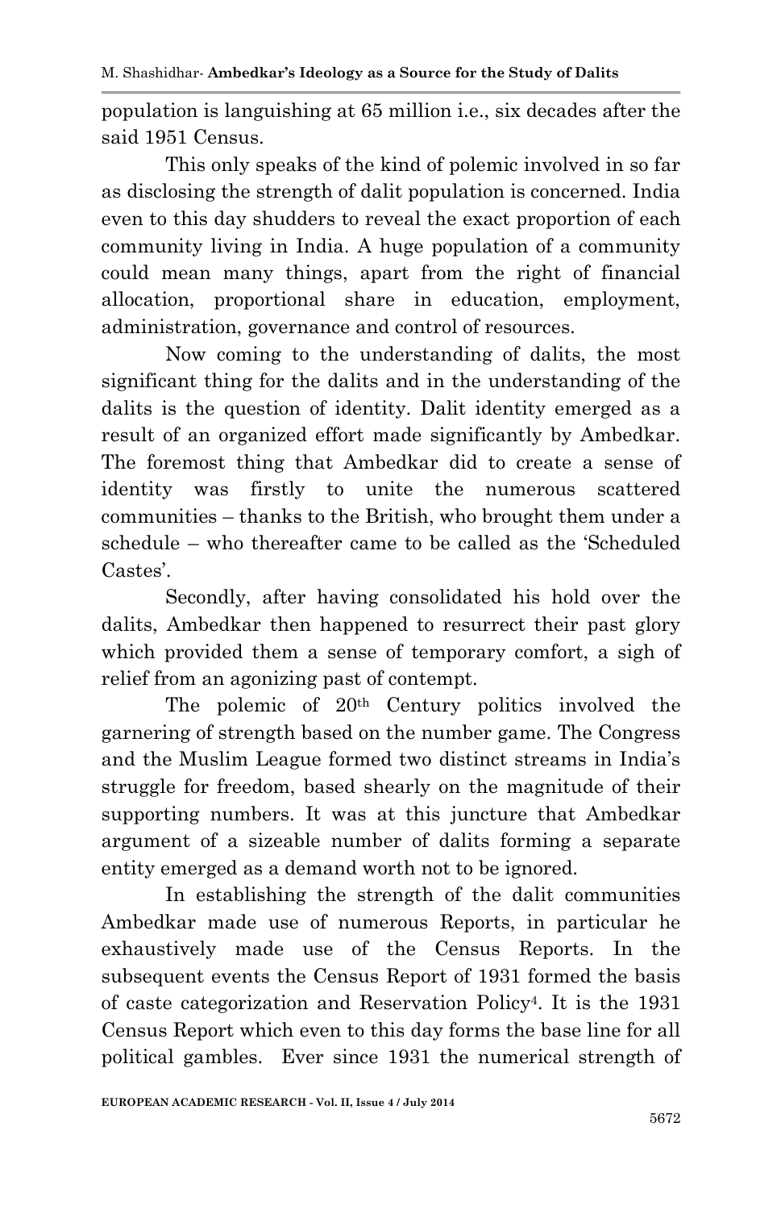population is languishing at 65 million i.e., six decades after the said 1951 Census.

This only speaks of the kind of polemic involved in so far as disclosing the strength of dalit population is concerned. India even to this day shudders to reveal the exact proportion of each community living in India. A huge population of a community could mean many things, apart from the right of financial allocation, proportional share in education, employment, administration, governance and control of resources.

Now coming to the understanding of dalits, the most significant thing for the dalits and in the understanding of the dalits is the question of identity. Dalit identity emerged as a result of an organized effort made significantly by Ambedkar. The foremost thing that Ambedkar did to create a sense of identity was firstly to unite the numerous scattered communities – thanks to the British, who brought them under a schedule – who thereafter came to be called as the 'Scheduled Castes'.

Secondly, after having consolidated his hold over the dalits, Ambedkar then happened to resurrect their past glory which provided them a sense of temporary comfort, a sigh of relief from an agonizing past of contempt.

The polemic of 20th Century politics involved the garnering of strength based on the number game. The Congress and the Muslim League formed two distinct streams in India's struggle for freedom, based shearly on the magnitude of their supporting numbers. It was at this juncture that Ambedkar argument of a sizeable number of dalits forming a separate entity emerged as a demand worth not to be ignored.

In establishing the strength of the dalit communities Ambedkar made use of numerous Reports, in particular he exhaustively made use of the Census Reports. In the subsequent events the Census Report of 1931 formed the basis of caste categorization and Reservation Policy[4]. It is the 1931 Census Report which even to this day forms the base line for all political gambles. Ever since 1931 the numerical strength of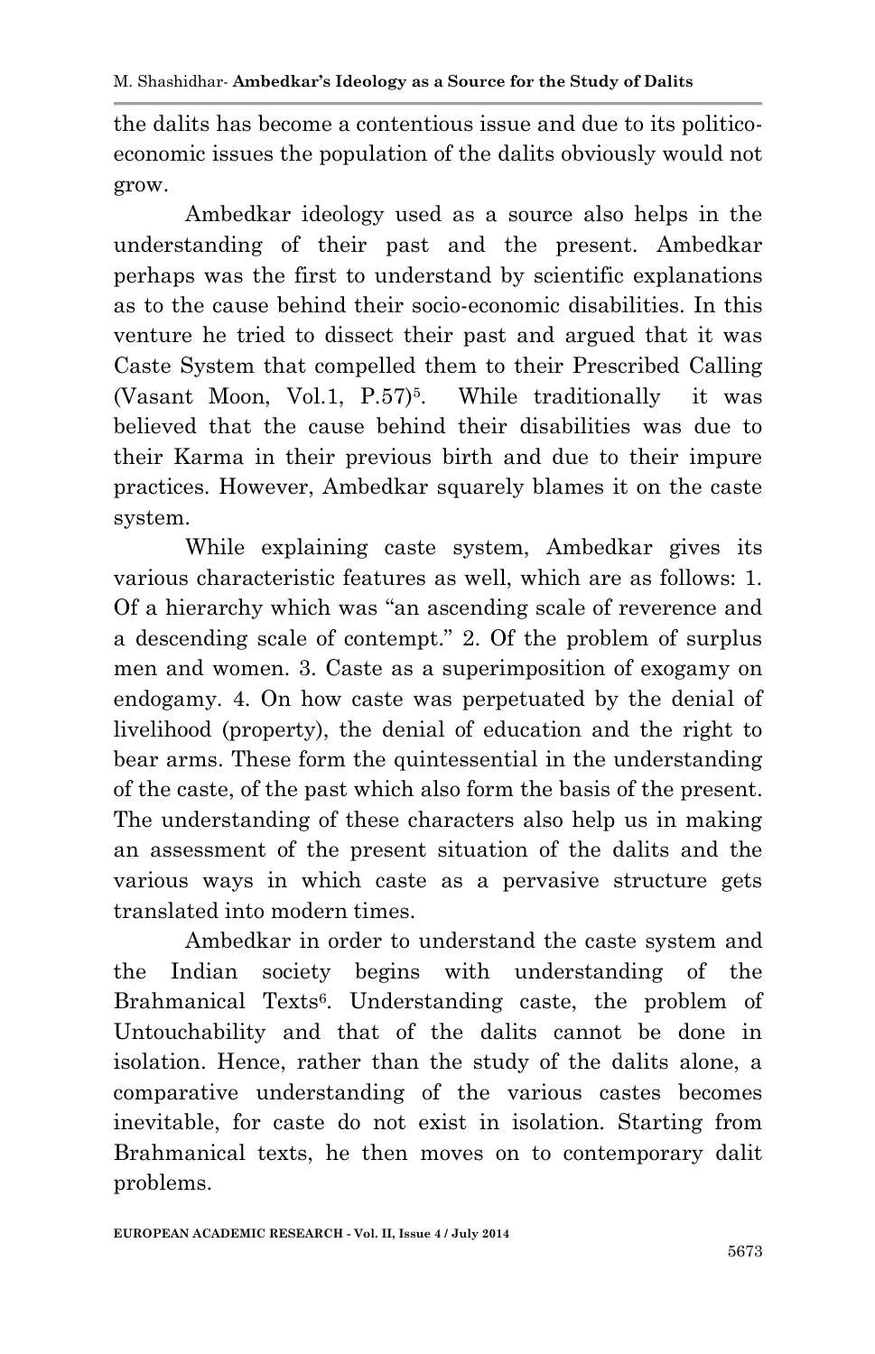the dalits has become a contentious issue and due to its politico-economic issues the population of the dalits obviously would not grow.

Ambedkar ideology used as a source also helps in the understanding of their past and the present. Ambedkar perhaps was the first to understand by scientific explanations as to the cause behind their socio-economic disabilities. In this venture he tried to dissect their past and argued that it was Caste System that compelled them to their Prescribed Calling (Vasant Moon, Vol.1, P.57)[5]. While traditionally it was believed that the cause behind their disabilities was due to their Karma in their previous birth and due to their impure practices. However, Ambedkar squarely blames it on the caste system.

While explaining caste system, Ambedkar gives its various characteristic features as well, which are as follows: 1. Of a hierarchy which was "an ascending scale of reverence and a descending scale of contempt." 2. Of the problem of surplus men and women. 3. Caste as a superimposition of exogamy on endogamy. 4. On how caste was perpetuated by the denial of livelihood (property), the denial of education and the right to bear arms. These form the quintessential in the understanding of the caste, of the past which also form the basis of the present. The understanding of these characters also help us in making an assessment of the present situation of the dalits and the various ways in which caste as a pervasive structure gets translated into modern times.

Ambedkar in order to understand the caste system and the Indian society begins with understanding of the Brahmanical Texts[6]. Understanding caste, the problem of Untouchability and that of the dalits cannot be done in isolation. Hence, rather than the study of the dalits alone, a comparative understanding of the various castes becomes inevitable, for caste do not exist in isolation. Starting from Brahmanical texts, he then moves on to contemporary dalit problems.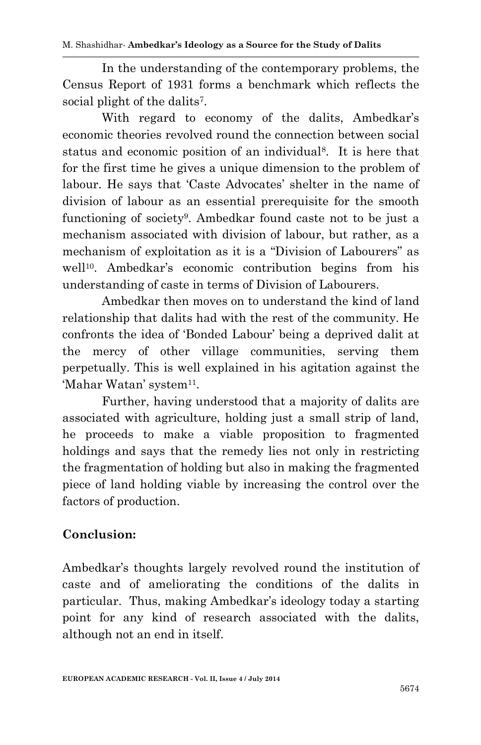In the understanding of the contemporary problems, the Census Report of 1931 forms a benchmark which reflects the social plight of the dalits[7].

With regard to economy of the dalits, Ambedkar's economic theories revolved round the connection between social status and economic position of an individual[8]. It is here that for the first time he gives a unique dimension to the problem of labour. He says that 'Caste Advocates' shelter in the name of division of labour as an essential prerequisite for the smooth functioning of society[9]. Ambedkar found caste not to be just a mechanism associated with division of labour, but rather, as a mechanism of exploitation as it is a "Division of Labourers" as well[10]. Ambedkar's economic contribution begins from his understanding of caste in terms of Division of Labourers.

Ambedkar then moves on to understand the kind of land relationship that dalits had with the rest of the community. He confronts the idea of 'Bonded Labour' being a deprived dalit at the mercy of other village communities, serving them perpetually. This is well explained in his agitation against the 'Mahar Watan' system[11].

Further, having understood that a majority of dalits are associated with agriculture, holding just a small strip of land, he proceeds to make a viable proposition to fragmented holdings and says that the remedy lies not only in restricting the fragmentation of holding but also in making the fragmented piece of land holding viable by increasing the control over the factors of production.

## Conclusion:

Ambedkar's thoughts largely revolved round the institution of caste and of ameliorating the conditions of the dalits in particular. Thus, making Ambedkar's ideology today a starting point for any kind of research associated with the dalits, although not an end in itself.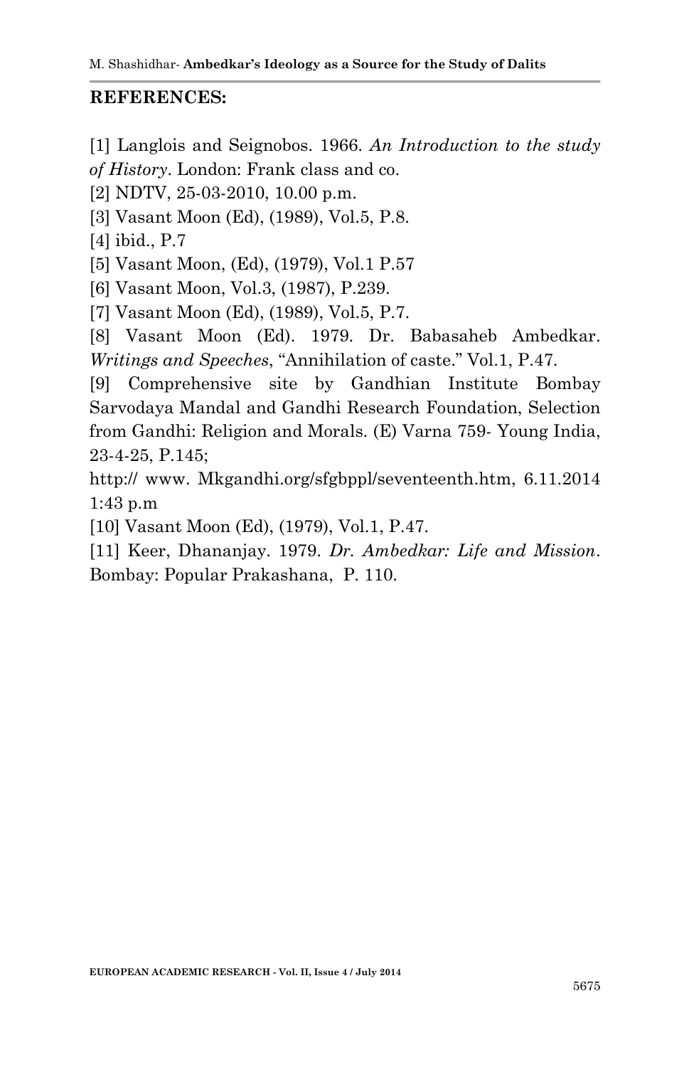## REFERENCES:

[1] Langlois and Seignobos. 1966. *An Introduction to the study of History*. London: Frank class and co.

[2] NDTV, 25-03-2010, 10.00 p.m.

[3] Vasant Moon (Ed), (1989), Vol.5, P.8.

[4] ibid., P.7

[5] Vasant Moon, (Ed), (1979), Vol.1 P.57

[6] Vasant Moon, Vol.3, (1987), P.239.

[7] Vasant Moon (Ed), (1989), Vol.5, P.7.

[8] Vasant Moon (Ed). 1979. Dr. Babasaheb Ambedkar. *Writings and Speeches*, "Annihilation of caste." Vol.1, P.47.

[9] Comprehensive site by Gandhian Institute Bombay Sarvodaya Mandal and Gandhi Research Foundation, Selection from Gandhi: Religion and Morals. (E) Varna 759- Young India, 23-4-25, P.145;

http:// www. Mkgandhi.org/sfgbppl/seventeenth.htm, 6.11.2014 1:43 p.m

[10] Vasant Moon (Ed), (1979), Vol.1, P.47.

[11] Keer, Dhananjay. 1979. *Dr. Ambedkar: Life and Mission*. Bombay: Popular Prakashana, P. 110.